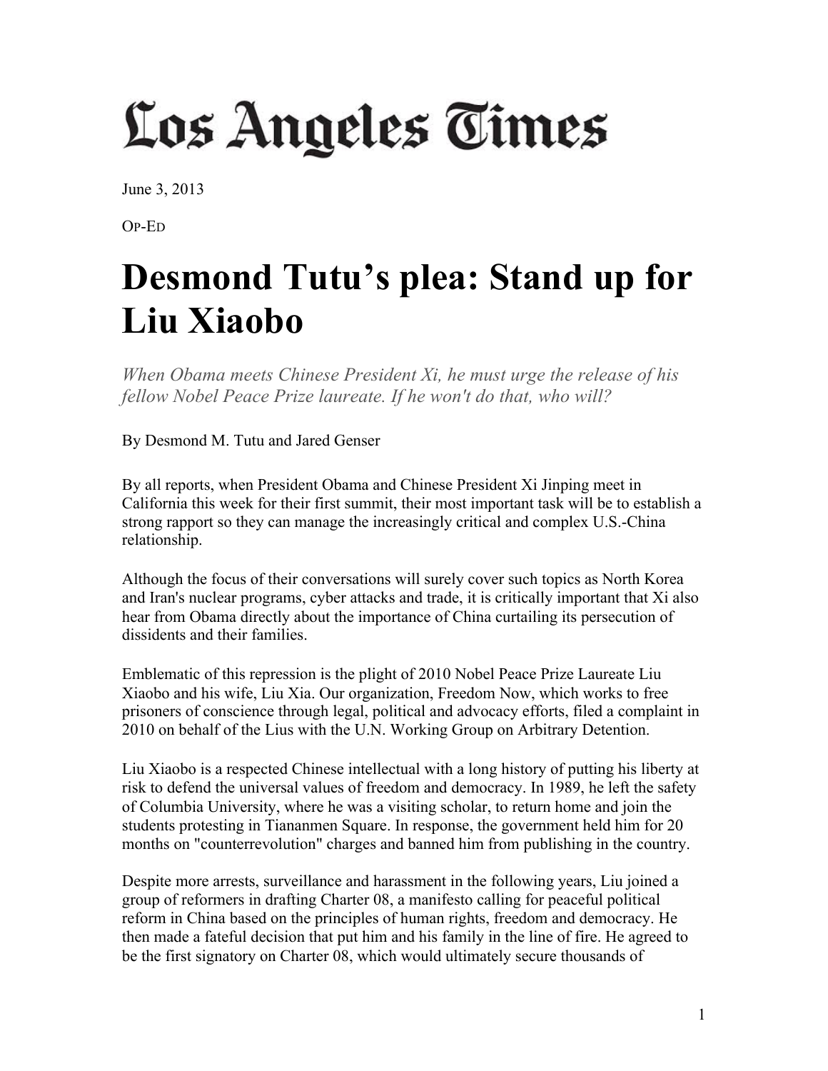# Los Angeles Times

June 3, 2013

OP-ED

# Desmond Tutu's plea: Stand up for Liu Xiaobo

*When Obama meets Chinese President Xi, he must urge the release of his fellow Nobel Peace Prize laureate. If he won't do that, who will?*

By Desmond M. Tutu and Jared Genser

By all reports, when President Obama and Chinese President Xi Jinping meet in California this week for their first summit, their most important task will be to establish a strong rapport so they can manage the increasingly critical and complex U.S.-China relationship.

Although the focus of their conversations will surely cover such topics as North Korea and Iran's nuclear programs, cyber attacks and trade, it is critically important that Xi also hear from Obama directly about the importance of China curtailing its persecution of dissidents and their families.

Emblematic of this repression is the plight of 2010 Nobel Peace Prize Laureate Liu Xiaobo and his wife, Liu Xia. Our organization, Freedom Now, which works to free prisoners of conscience through legal, political and advocacy efforts, filed a complaint in 2010 on behalf of the Lius with the U.N. Working Group on Arbitrary Detention.

Liu Xiaobo is a respected Chinese intellectual with a long history of putting his liberty at risk to defend the universal values of freedom and democracy. In 1989, he left the safety of Columbia University, where he was a visiting scholar, to return home and join the students protesting in Tiananmen Square. In response, the government held him for 20 months on "counterrevolution" charges and banned him from publishing in the country.

Despite more arrests, surveillance and harassment in the following years, Liu joined a group of reformers in drafting Charter 08, a manifesto calling for peaceful political reform in China based on the principles of human rights, freedom and democracy. He then made a fateful decision that put him and his family in the line of fire. He agreed to be the first signatory on Charter 08, which would ultimately secure thousands of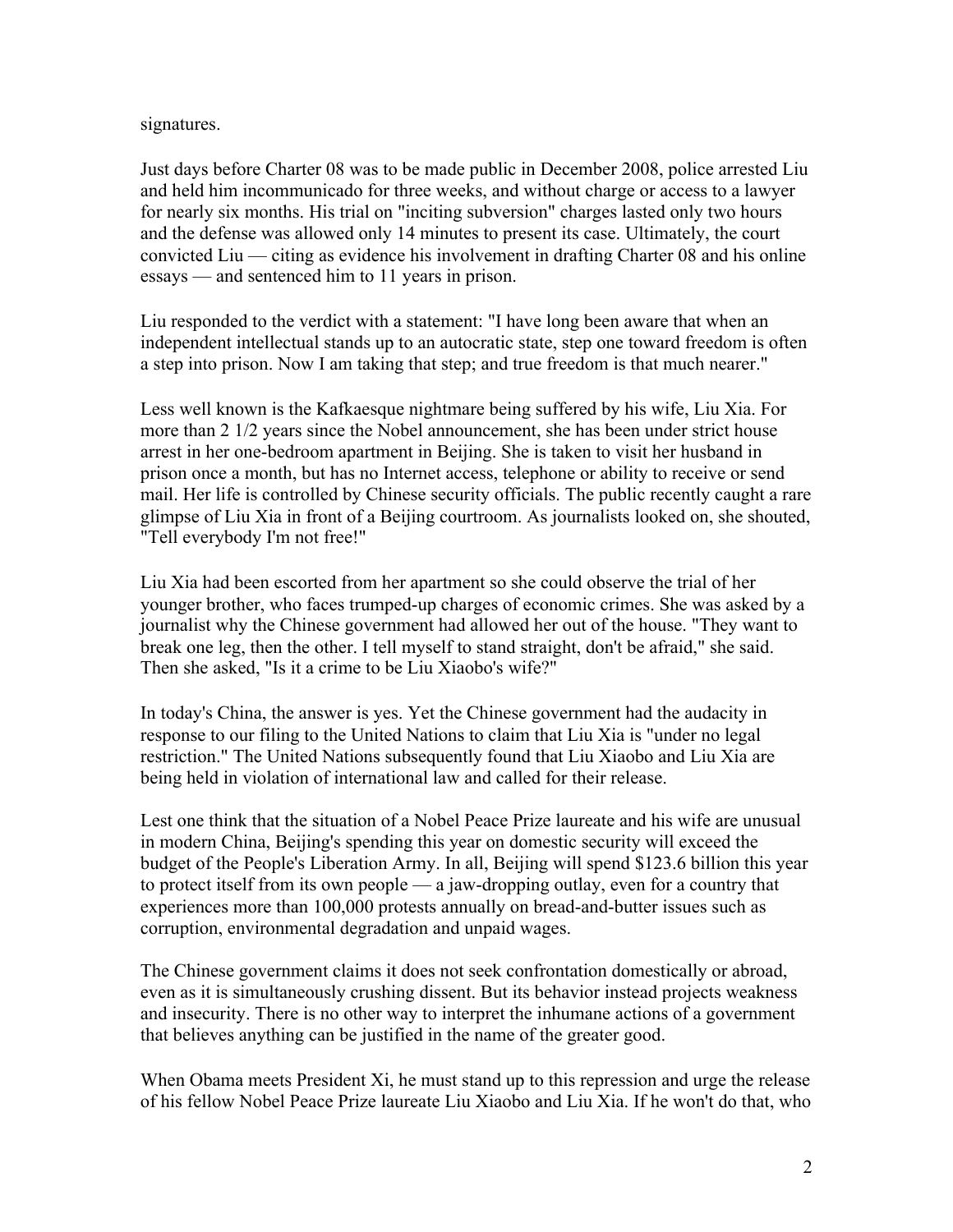signatures.

Just days before Charter 08 was to be made public in December 2008, police arrested Liu and held him incommunicado for three weeks, and without charge or access to a lawyer for nearly six months. His trial on "inciting subversion" charges lasted only two hours and the defense was allowed only 14 minutes to present its case. Ultimately, the court convicted Liu — citing as evidence his involvement in drafting Charter 08 and his online essays — and sentenced him to 11 years in prison.

Liu responded to the verdict with a statement: "I have long been aware that when an independent intellectual stands up to an autocratic state, step one toward freedom is often a step into prison. Now I am taking that step; and true freedom is that much nearer."

Less well known is the Kafkaesque nightmare being suffered by his wife, Liu Xia. For more than 2 1/2 years since the Nobel announcement, she has been under strict house arrest in her one-bedroom apartment in Beijing. She is taken to visit her husband in prison once a month, but has no Internet access, telephone or ability to receive or send mail. Her life is controlled by Chinese security officials. The public recently caught a rare glimpse of Liu Xia in front of a Beijing courtroom. As journalists looked on, she shouted, "Tell everybody I'm not free!"

Liu Xia had been escorted from her apartment so she could observe the trial of her younger brother, who faces trumped-up charges of economic crimes. She was asked by a journalist why the Chinese government had allowed her out of the house. "They want to break one leg, then the other. I tell myself to stand straight, don't be afraid," she said. Then she asked, "Is it a crime to be Liu Xiaobo's wife?"

In today's China, the answer is yes. Yet the Chinese government had the audacity in response to our filing to the United Nations to claim that Liu Xia is "under no legal restriction." The United Nations subsequently found that Liu Xiaobo and Liu Xia are being held in violation of international law and called for their release.

Lest one think that the situation of a Nobel Peace Prize laureate and his wife are unusual in modern China, Beijing's spending this year on domestic security will exceed the budget of the People's Liberation Army. In all, Beijing will spend $123.6 billion this year to protect itself from its own people — a jaw-dropping outlay, even for a country that experiences more than 100,000 protests annually on bread-and-butter issues such as corruption, environmental degradation and unpaid wages.

The Chinese government claims it does not seek confrontation domestically or abroad, even as it is simultaneously crushing dissent. But its behavior instead projects weakness and insecurity. There is no other way to interpret the inhumane actions of a government that believes anything can be justified in the name of the greater good.

When Obama meets President Xi, he must stand up to this repression and urge the release of his fellow Nobel Peace Prize laureate Liu Xiaobo and Liu Xia. If he won't do that, who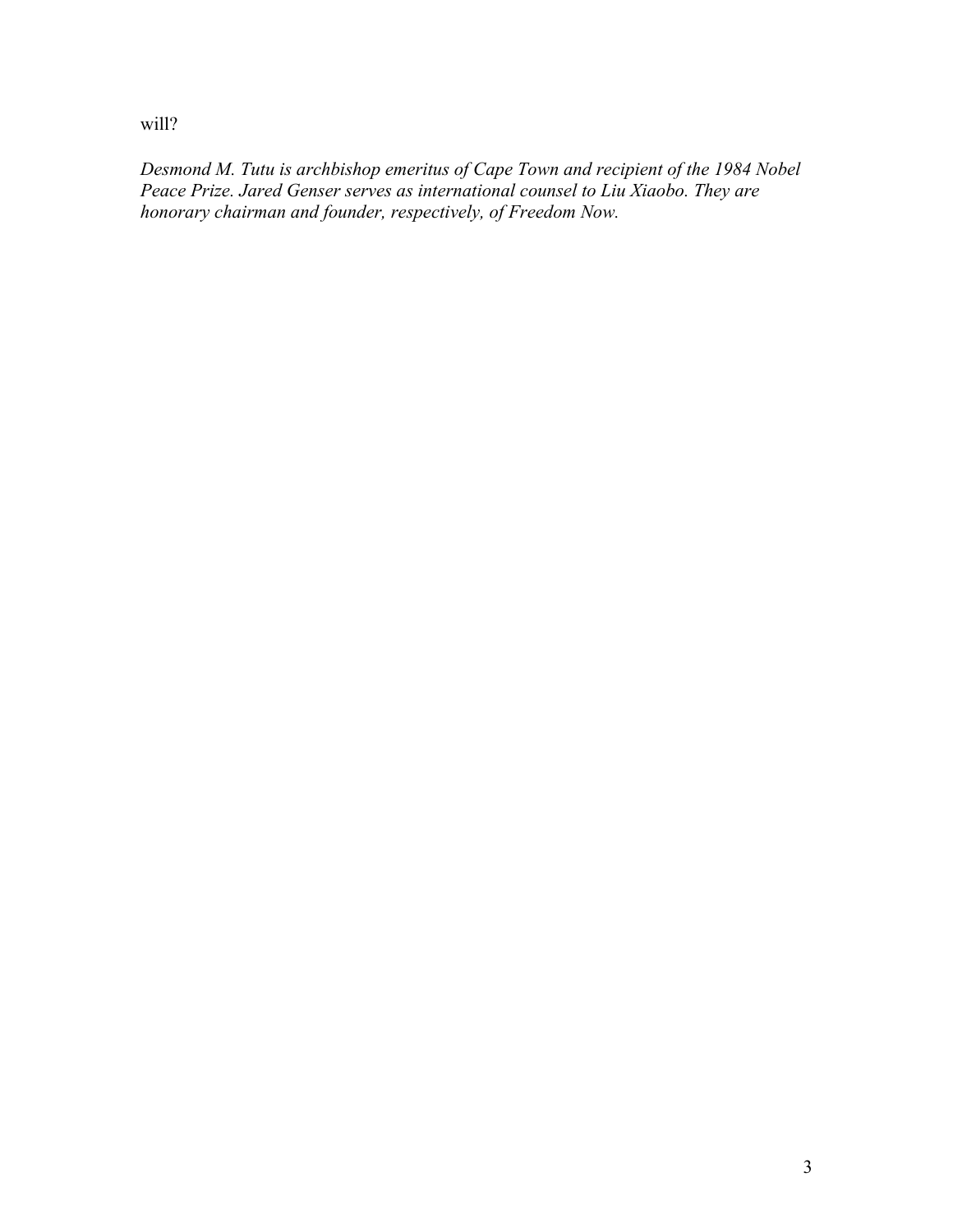will?

*Desmond M. Tutu is archbishop emeritus of Cape Town and recipient of the 1984 Nobel Peace Prize. Jared Genser serves as international counsel to Liu Xiaobo. They are honorary chairman and founder, respectively, of Freedom Now.*